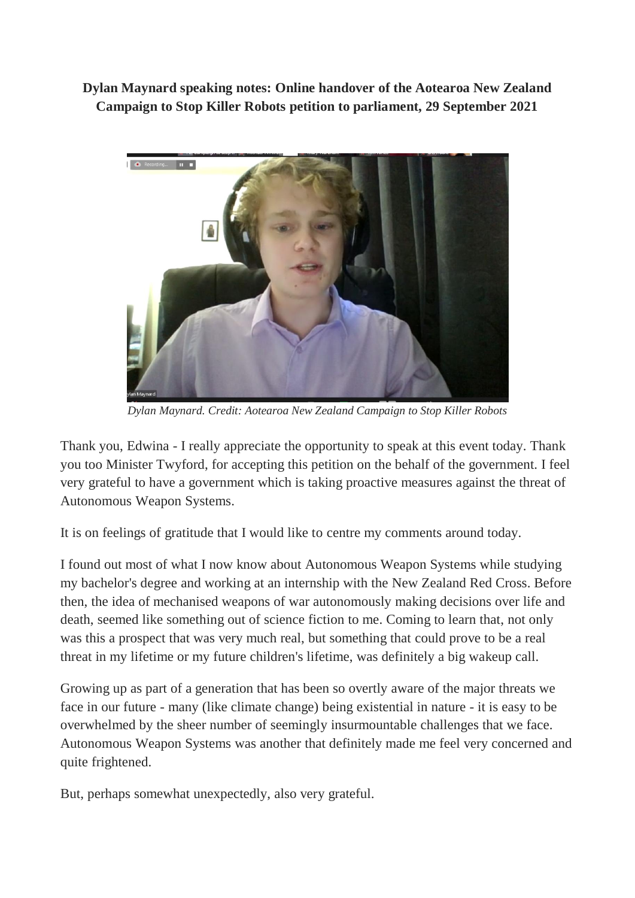**Dylan Maynard speaking notes: Online handover of the Aotearoa New Zealand Campaign to Stop Killer Robots petition to parliament, 29 September 2021**

*Dylan Maynard. Credit: Aotearoa New Zealand Campaign to Stop Killer Robots*

Thank you, Edwina - I really appreciate the opportunity to speak at this event today. Thank you too Minister Twyford, for accepting this petition on the behalf of the government. I feel very grateful to have a government which is taking proactive measures against the threat of Autonomous Weapon Systems.

It is on feelings of gratitude that I would like to centre my comments around today.

I found out most of what I now know about Autonomous Weapon Systems while studying my bachelor's degree and working at an internship with the New Zealand Red Cross. Before then, the idea of mechanised weapons of war autonomously making decisions over life and death, seemed like something out of science fiction to me. Coming to learn that, not only was this a prospect that was very much real, but something that could prove to be a real threat in my lifetime or my future children's lifetime, was definitely a big wakeup call.

Growing up as part of a generation that has been so overtly aware of the major threats we face in our future - many (like climate change) being existential in nature - it is easy to be overwhelmed by the sheer number of seemingly insurmountable challenges that we face. Autonomous Weapon Systems was another that definitely made me feel very concerned and quite frightened.

But, perhaps somewhat unexpectedly, also very grateful.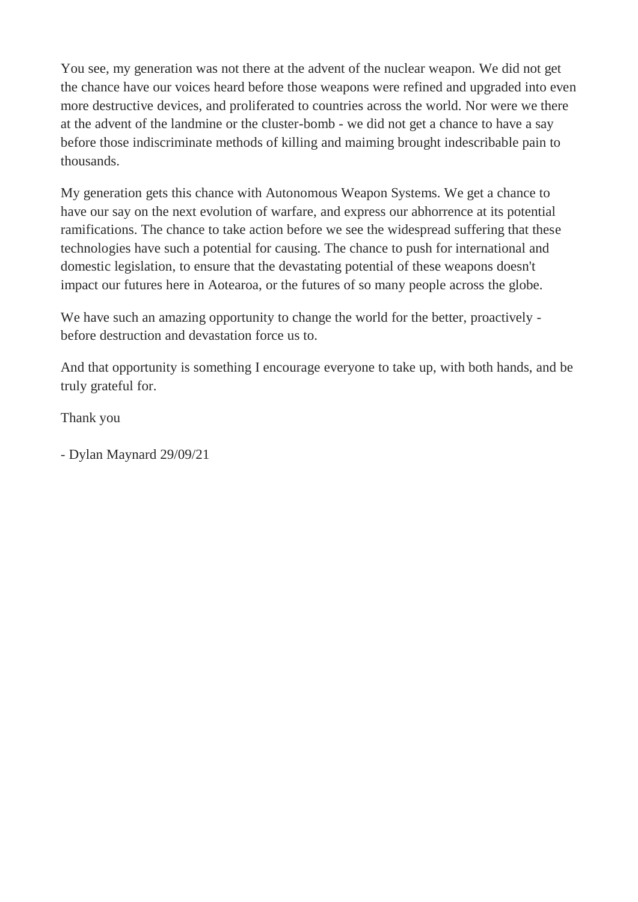You see, my generation was not there at the advent of the nuclear weapon. We did not get the chance have our voices heard before those weapons were refined and upgraded into even more destructive devices, and proliferated to countries across the world. Nor were we there at the advent of the landmine or the cluster-bomb - we did not get a chance to have a say before those indiscriminate methods of killing and maiming brought indescribable pain to thousands.

My generation gets this chance with Autonomous Weapon Systems. We get a chance to have our say on the next evolution of warfare, and express our abhorrence at its potential ramifications. The chance to take action before we see the widespread suffering that these technologies have such a potential for causing. The chance to push for international and domestic legislation, to ensure that the devastating potential of these weapons doesn't impact our futures here in Aotearoa, or the futures of so many people across the globe.

We have such an amazing opportunity to change the world for the better, proactively - before destruction and devastation force us to.

And that opportunity is something I encourage everyone to take up, with both hands, and be truly grateful for.

Thank you

- Dylan Maynard 29/09/21